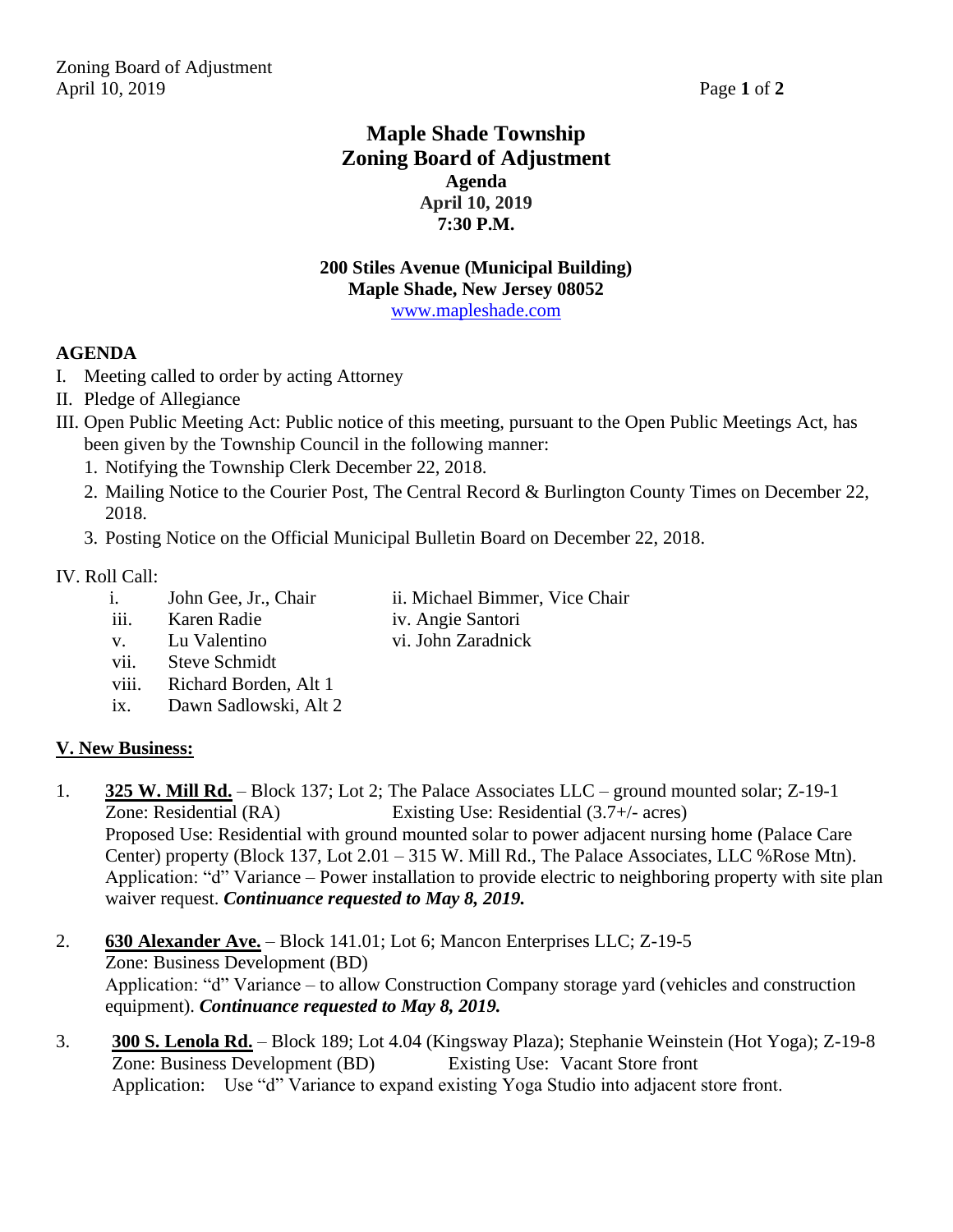# Maple Shade Township
# Zoning Board of Adjustment
### Agenda
### April 10, 2019
### 7:30 P.M.

**200 Stiles Avenue (Municipal Building)**
**Maple Shade, New Jersey 08052**
www.mapleshade.com

## AGENDA

I. Meeting called to order by acting Attorney

II. Pledge of Allegiance

III. Open Public Meeting Act: Public notice of this meeting, pursuant to the Open Public Meetings Act, has been given by the Township Council in the following manner:

1. Notifying the Township Clerk December 22, 2018.
2. Mailing Notice to the Courier Post, The Central Record & Burlington County Times on December 22, 2018.
3. Posting Notice on the Official Municipal Bulletin Board on December 22, 2018.

IV. Roll Call:

- i. John Gee, Jr., Chair
- ii. Michael Bimmer, Vice Chair
- iii. Karen Radie
- iv. Angie Santori
- v. Lu Valentino
- vi. John Zaradnick
- vii. Steve Schmidt
- viii. Richard Borden, Alt 1
- ix. Dawn Sadlowski, Alt 2

## V. New Business:

1. **325 W. Mill Rd.** – Block 137; Lot 2; The Palace Associates LLC – ground mounted solar; Z-19-1
   Zone: Residential (RA) Existing Use: Residential (3.7+/- acres)
   Proposed Use: Residential with ground mounted solar to power adjacent nursing home (Palace Care Center) property (Block 137, Lot 2.01 – 315 W. Mill Rd., The Palace Associates, LLC %Rose Mtn).
   Application: "d" Variance – Power installation to provide electric to neighboring property with site plan waiver request. ***Continuance requested to May 8, 2019.***

2. **630 Alexander Ave.** – Block 141.01; Lot 6; Mancon Enterprises LLC; Z-19-5
   Zone: Business Development (BD)
   Application: "d" Variance – to allow Construction Company storage yard (vehicles and construction equipment). ***Continuance requested to May 8, 2019.***

3. **300 S. Lenola Rd.** – Block 189; Lot 4.04 (Kingsway Plaza); Stephanie Weinstein (Hot Yoga); Z-19-8
   Zone: Business Development (BD) Existing Use: Vacant Store front
   Application: Use "d" Variance to expand existing Yoga Studio into adjacent store front.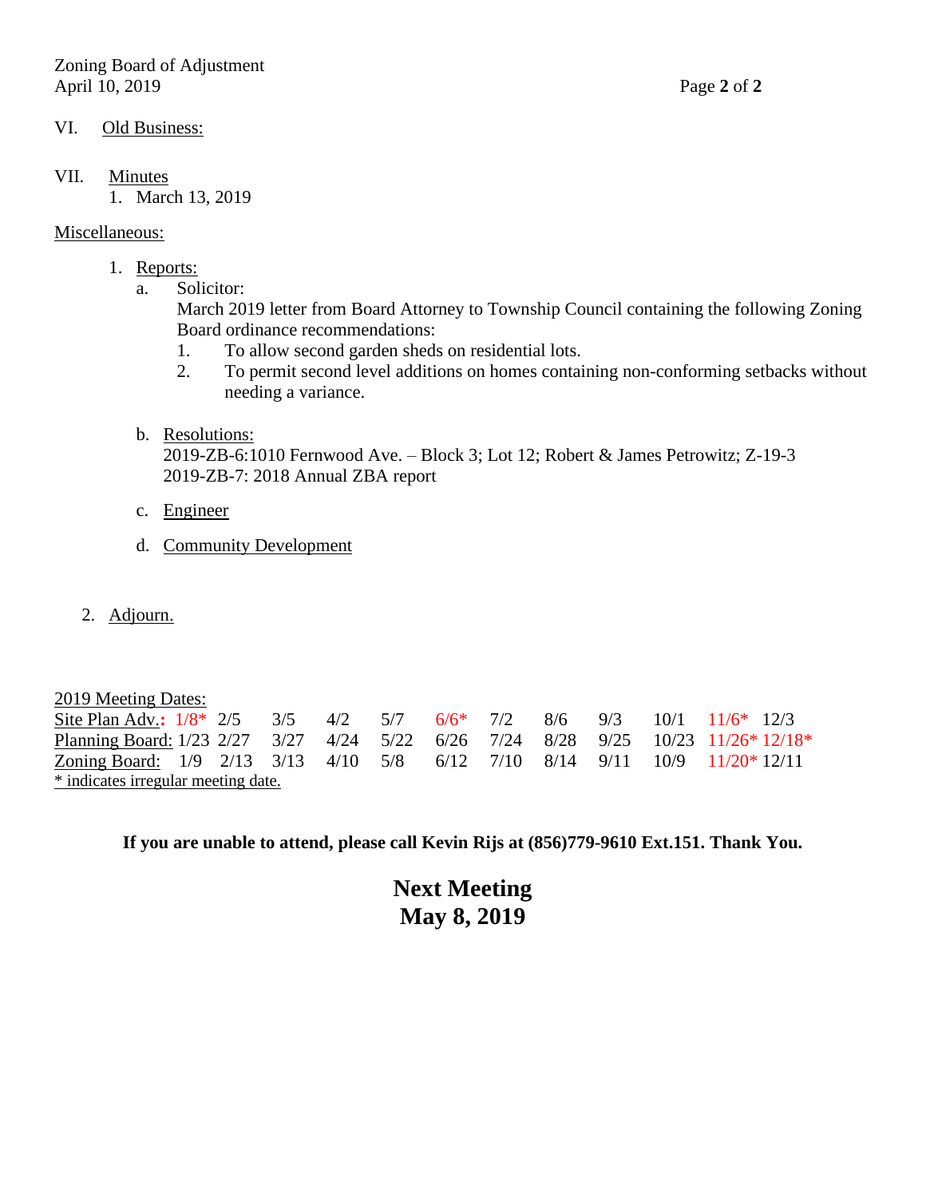VI. Old Business:

VII. Minutes
   1. March 13, 2019

Miscellaneous:

1. Reports:
   a. Solicitor:
      March 2019 letter from Board Attorney to Township Council containing the following Zoning Board ordinance recommendations:
      1. To allow second garden sheds on residential lots.
      2. To permit second level additions on homes containing non-conforming setbacks without needing a variance.

   b. Resolutions:
      2019-ZB-6:1010 Fernwood Ave. – Block 3; Lot 12; Robert & James Petrowitz; Z-19-3
      2019-ZB-7: 2018 Annual ZBA report

   c. Engineer

   d. Community Development

2. Adjourn.

2019 Meeting Dates:

| | | | | | | | | | | | | |
|---|---|---|---|---|---|---|---|---|---|---|---|---|
| Site Plan Adv.: | 1/8* | 2/5 | 3/5 | 4/2 | 5/7 | 6/6* | 7/2 | 8/6 | 9/3 | 10/1 | 11/6* | 12/3 |
| Planning Board: | 1/23 | 2/27 | 3/27 | 4/24 | 5/22 | 6/26 | 7/24 | 8/28 | 9/25 | 10/23 | 11/26* | 12/18* |
| Zoning Board: | 1/9 | 2/13 | 3/13 | 4/10 | 5/8 | 6/12 | 7/10 | 8/14 | 9/11 | 10/9 | 11/20* | 12/11 |

* indicates irregular meeting date.

**If you are unable to attend, please call Kevin Rijs at (856)779-9610 Ext.151. Thank You.**

**Next Meeting**
**May 8, 2019**